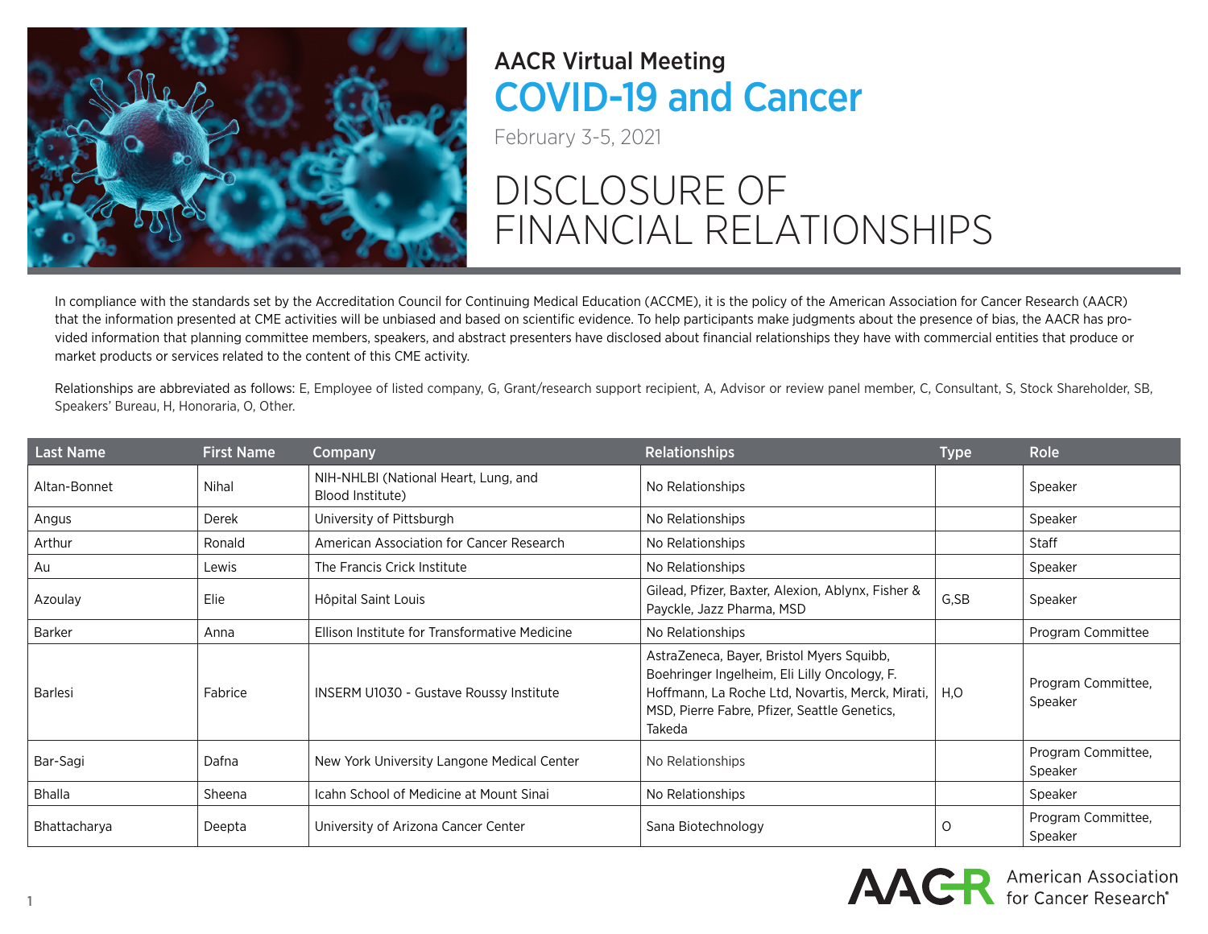AACR Virtual Meeting

# COVID-19 and Cancer

February 3-5, 2021

# DISCLOSURE OF FINANCIAL RELATIONSHIPS

In compliance with the standards set by the Accreditation Council for Continuing Medical Education (ACCME), it is the policy of the American Association for Cancer Research (AACR) that the information presented at CME activities will be unbiased and based on scientific evidence. To help participants make judgments about the presence of bias, the AACR has provided information that planning committee members, speakers, and abstract presenters have disclosed about financial relationships they have with commercial entities that produce or market products or services related to the content of this CME activity.

Relationships are abbreviated as follows: E, Employee of listed company, G, Grant/research support recipient, A, Advisor or review panel member, C, Consultant, S, Stock Shareholder, SB, Speakers' Bureau, H, Honoraria, O, Other.

| Last Name | First Name | Company | Relationships | Type | Role |
|---|---|---|---|---|---|
| Altan-Bonnet | Nihal | NIH-NHLBI (National Heart, Lung, and Blood Institute) | No Relationships | | Speaker |
| Angus | Derek | University of Pittsburgh | No Relationships | | Speaker |
| Arthur | Ronald | American Association for Cancer Research | No Relationships | | Staff |
| Au | Lewis | The Francis Crick Institute | No Relationships | | Speaker |
| Azoulay | Elie | Hôpital Saint Louis | Gilead, Pfizer, Baxter, Alexion, Ablynx, Fisher & Payckle, Jazz Pharma, MSD | G,SB | Speaker |
| Barker | Anna | Ellison Institute for Transformative Medicine | No Relationships | | Program Committee |
| Barlesi | Fabrice | INSERM U1030 - Gustave Roussy Institute | AstraZeneca, Bayer, Bristol Myers Squibb, Boehringer Ingelheim, Eli Lilly Oncology, F. Hoffmann, La Roche Ltd, Novartis, Merck, Mirati, MSD, Pierre Fabre, Pfizer, Seattle Genetics, Takeda | H,O | Program Committee, Speaker |
| Bar-Sagi | Dafna | New York University Langone Medical Center | No Relationships | | Program Committee, Speaker |
| Bhalla | Sheena | Icahn School of Medicine at Mount Sinai | No Relationships | | Speaker |
| Bhattacharya | Deepta | University of Arizona Cancer Center | Sana Biotechnology | O | Program Committee, Speaker |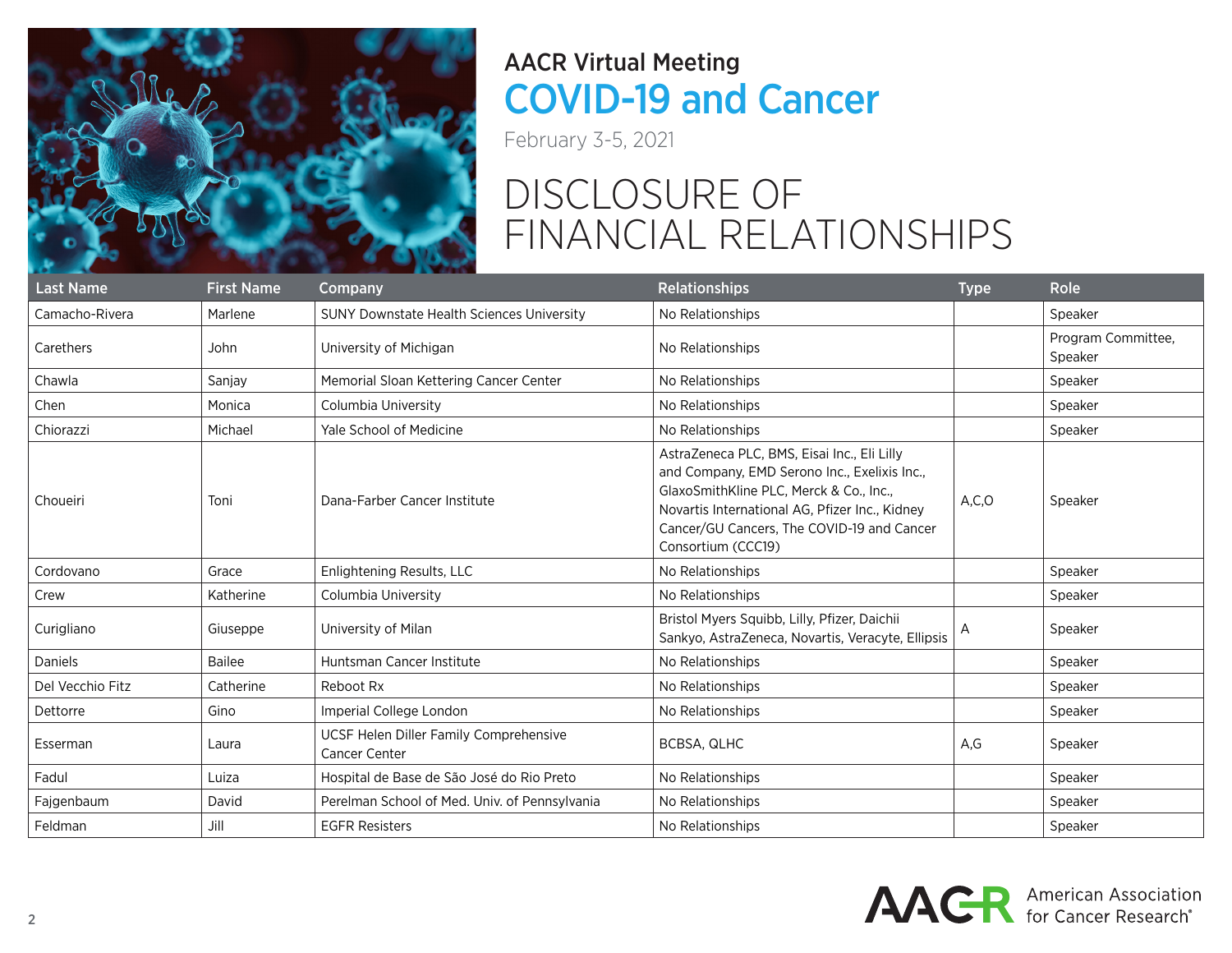AACR Virtual Meeting

# COVID-19 and Cancer

February 3-5, 2021

## DISCLOSURE OF FINANCIAL RELATIONSHIPS

| Last Name | First Name | Company | Relationships | Type | Role |
|---|---|---|---|---|---|
| Camacho-Rivera | Marlene | SUNY Downstate Health Sciences University | No Relationships | | Speaker |
| Carethers | John | University of Michigan | No Relationships | | Program Committee, Speaker |
| Chawla | Sanjay | Memorial Sloan Kettering Cancer Center | No Relationships | | Speaker |
| Chen | Monica | Columbia University | No Relationships | | Speaker |
| Chiorazzi | Michael | Yale School of Medicine | No Relationships | | Speaker |
| Choueiri | Toni | Dana-Farber Cancer Institute | AstraZeneca PLC, BMS, Eisai Inc., Eli Lilly and Company, EMD Serono Inc., Exelixis Inc., GlaxoSmithKline PLC, Merck & Co., Inc., Novartis International AG, Pfizer Inc., Kidney Cancer/GU Cancers, The COVID-19 and Cancer Consortium (CCC19) | A,C,O | Speaker |
| Cordovano | Grace | Enlightening Results, LLC | No Relationships | | Speaker |
| Crew | Katherine | Columbia University | No Relationships | | Speaker |
| Curigliano | Giuseppe | University of Milan | Bristol Myers Squibb, Lilly, Pfizer, Daichii Sankyo, AstraZeneca, Novartis, Veracyte, Ellipsis | A | Speaker |
| Daniels | Bailee | Huntsman Cancer Institute | No Relationships | | Speaker |
| Del Vecchio Fitz | Catherine | Reboot Rx | No Relationships | | Speaker |
| Dettorre | Gino | Imperial College London | No Relationships | | Speaker |
| Esserman | Laura | UCSF Helen Diller Family Comprehensive Cancer Center | BCBSA, QLHC | A,G | Speaker |
| Fadul | Luiza | Hospital de Base de São José do Rio Preto | No Relationships | | Speaker |
| Fajgenbaum | David | Perelman School of Med. Univ. of Pennsylvania | No Relationships | | Speaker |
| Feldman | Jill | EGFR Resisters | No Relationships | | Speaker |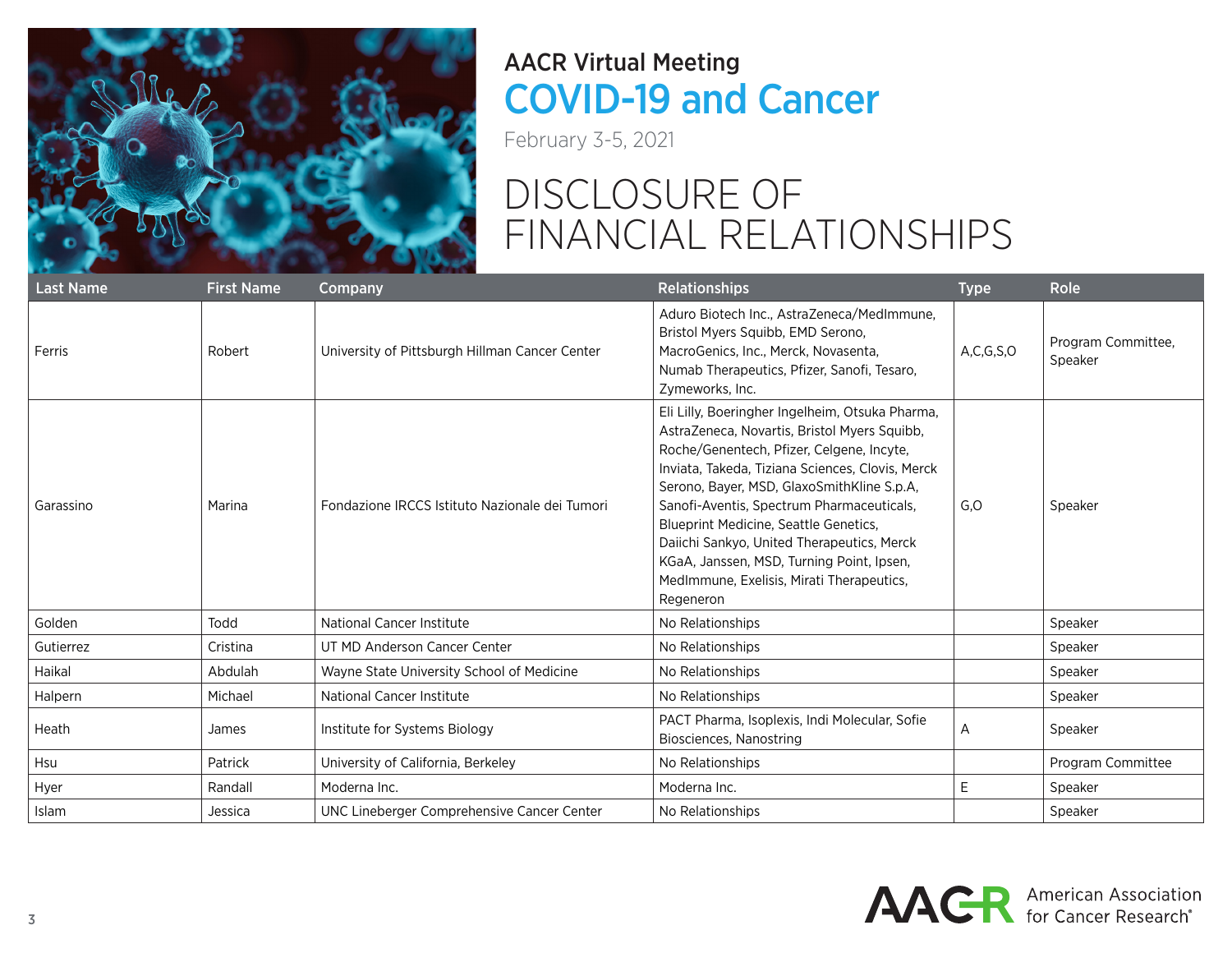# AACR Virtual Meeting
## COVID-19 and Cancer

February 3-5, 2021

# DISCLOSURE OF FINANCIAL RELATIONSHIPS

| Last Name | First Name | Company | Relationships | Type | Role |
|---|---|---|---|---|---|
| Ferris | Robert | University of Pittsburgh Hillman Cancer Center | Aduro Biotech Inc., AstraZeneca/MedImmune, Bristol Myers Squibb, EMD Serono, MacroGenics, Inc., Merck, Novasenta, Numab Therapeutics, Pfizer, Sanofi, Tesaro, Zymeworks, Inc. | A,C,G,S,O | Program Committee, Speaker |
| Garassino | Marina | Fondazione IRCCS Istituto Nazionale dei Tumori | Eli Lilly, Boeringher Ingelheim, Otsuka Pharma, AstraZeneca, Novartis, Bristol Myers Squibb, Roche/Genentech, Pfizer, Celgene, Incyte, Inviata, Takeda, Tiziana Sciences, Clovis, Merck Serono, Bayer, MSD, GlaxoSmithKline S.p.A, Sanofi-Aventis, Spectrum Pharmaceuticals, Blueprint Medicine, Seattle Genetics, Daiichi Sankyo, United Therapeutics, Merck KGaA, Janssen, MSD, Turning Point, Ipsen, MedImmune, Exelisis, Mirati Therapeutics, Regeneron | G,O | Speaker |
| Golden | Todd | National Cancer Institute | No Relationships | | Speaker |
| Gutierrez | Cristina | UT MD Anderson Cancer Center | No Relationships | | Speaker |
| Haikal | Abdulah | Wayne State University School of Medicine | No Relationships | | Speaker |
| Halpern | Michael | National Cancer Institute | No Relationships | | Speaker |
| Heath | James | Institute for Systems Biology | PACT Pharma, Isoplexis, Indi Molecular, Sofie Biosciences, Nanostring | A | Speaker |
| Hsu | Patrick | University of California, Berkeley | No Relationships | | Program Committee |
| Hyer | Randall | Moderna Inc. | Moderna Inc. | E | Speaker |
| Islam | Jessica | UNC Lineberger Comprehensive Cancer Center | No Relationships | | Speaker |

AACR American Association for Cancer Research®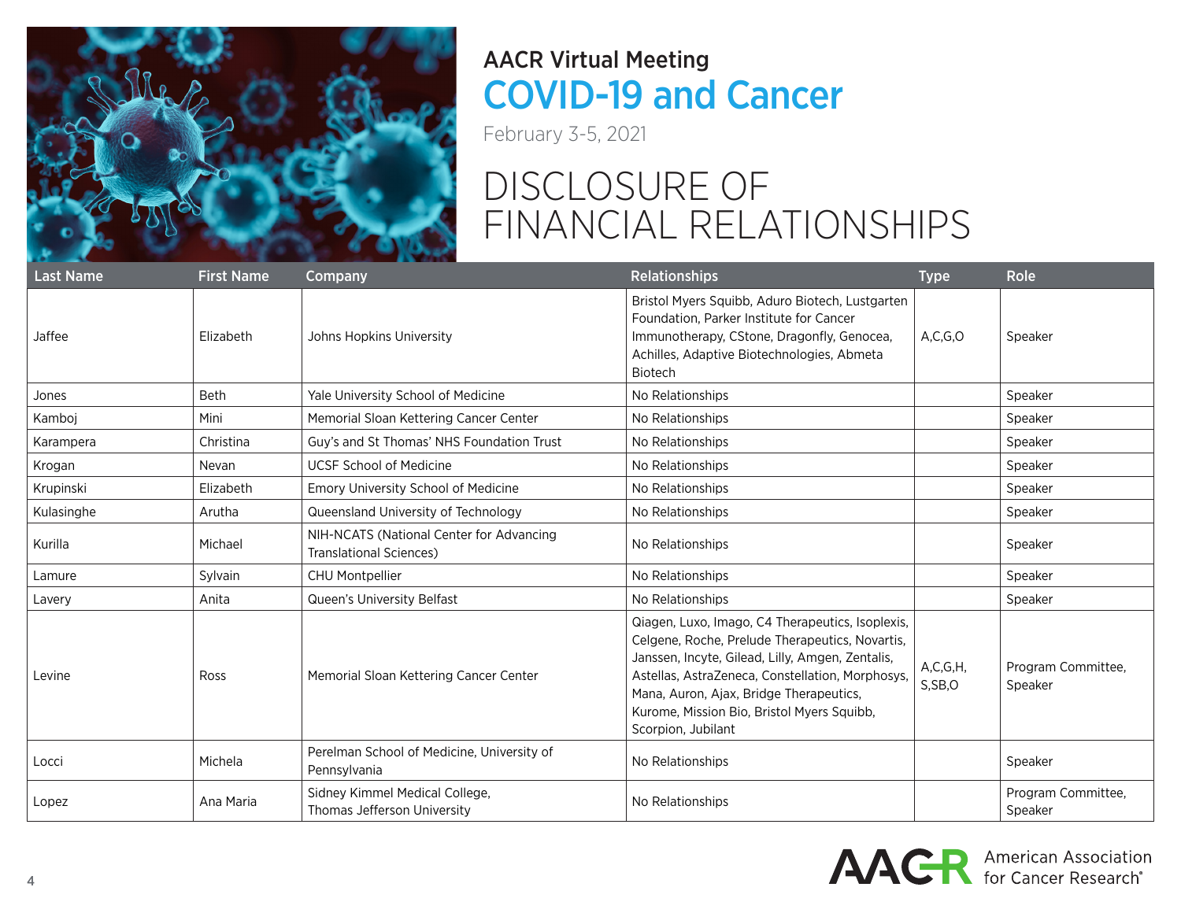AACR Virtual Meeting

# COVID-19 and Cancer

February 3-5, 2021

# DISCLOSURE OF FINANCIAL RELATIONSHIPS

| Last Name | First Name | Company | Relationships | Type | Role |
|---|---|---|---|---|---|
| Jaffee | Elizabeth | Johns Hopkins University | Bristol Myers Squibb, Aduro Biotech, Lustgarten Foundation, Parker Institute for Cancer Immunotherapy, CStone, Dragonfly, Genocea, Achilles, Adaptive Biotechnologies, Abmeta Biotech | A,C,G,O | Speaker |
| Jones | Beth | Yale University School of Medicine | No Relationships | | Speaker |
| Kamboj | Mini | Memorial Sloan Kettering Cancer Center | No Relationships | | Speaker |
| Karampera | Christina | Guy's and St Thomas' NHS Foundation Trust | No Relationships | | Speaker |
| Krogan | Nevan | UCSF School of Medicine | No Relationships | | Speaker |
| Krupinski | Elizabeth | Emory University School of Medicine | No Relationships | | Speaker |
| Kulasinghe | Arutha | Queensland University of Technology | No Relationships | | Speaker |
| Kurilla | Michael | NIH-NCATS (National Center for Advancing Translational Sciences) | No Relationships | | Speaker |
| Lamure | Sylvain | CHU Montpellier | No Relationships | | Speaker |
| Lavery | Anita | Queen's University Belfast | No Relationships | | Speaker |
| Levine | Ross | Memorial Sloan Kettering Cancer Center | Qiagen, Luxo, Imago, C4 Therapeutics, Isoplexis, Celgene, Roche, Prelude Therapeutics, Novartis, Janssen, Incyte, Gilead, Lilly, Amgen, Zentalis, Astellas, AstraZeneca, Constellation, Morphosys, Mana, Auron, Ajax, Bridge Therapeutics, Kurome, Mission Bio, Bristol Myers Squibb, Scorpion, Jubilant | A,C,G,H, S,SB,O | Program Committee, Speaker |
| Locci | Michela | Perelman School of Medicine, University of Pennsylvania | No Relationships | | Speaker |
| Lopez | Ana Maria | Sidney Kimmel Medical College, Thomas Jefferson University | No Relationships | | Program Committee, Speaker |

AACR American Association for Cancer Research®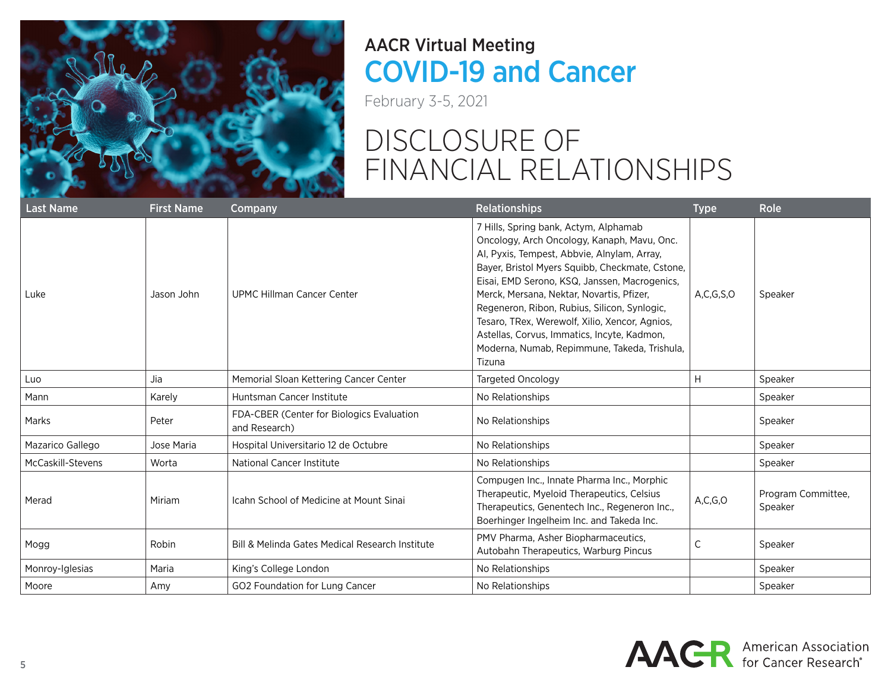AACR Virtual Meeting

# COVID-19 and Cancer

February 3-5, 2021

## DISCLOSURE OF FINANCIAL RELATIONSHIPS

| Last Name | First Name | Company | Relationships | Type | Role |
|---|---|---|---|---|---|
| Luke | Jason John | UPMC Hillman Cancer Center | 7 Hills, Spring bank, Actym, Alphamab Oncology, Arch Oncology, Kanaph, Mavu, Onc. AI, Pyxis, Tempest, Abbvie, Alnylam, Array, Bayer, Bristol Myers Squibb, Checkmate, Cstone, Eisai, EMD Serono, KSQ, Janssen, Macrogenics, Merck, Mersana, Nektar, Novartis, Pfizer, Regeneron, Ribon, Rubius, Silicon, Synlogic, Tesaro, TRex, Werewolf, Xilio, Xencor, Agnios, Astellas, Corvus, Immatics, Incyte, Kadmon, Moderna, Numab, Repimmune, Takeda, Trishula, Tizuna | A,C,G,S,O | Speaker |
| Luo | Jia | Memorial Sloan Kettering Cancer Center | Targeted Oncology | H | Speaker |
| Mann | Karely | Huntsman Cancer Institute | No Relationships | | Speaker |
| Marks | Peter | FDA-CBER (Center for Biologics Evaluation and Research) | No Relationships | | Speaker |
| Mazarico Gallego | Jose Maria | Hospital Universitario 12 de Octubre | No Relationships | | Speaker |
| McCaskill-Stevens | Worta | National Cancer Institute | No Relationships | | Speaker |
| Merad | Miriam | Icahn School of Medicine at Mount Sinai | Compugen Inc., Innate Pharma Inc., Morphic Therapeutic, Myeloid Therapeutics, Celsius Therapeutics, Genentech Inc., Regeneron Inc., Boerhinger Ingelheim Inc. and Takeda Inc. | A,C,G,O | Program Committee, Speaker |
| Mogg | Robin | Bill & Melinda Gates Medical Research Institute | PMV Pharma, Asher Biopharmaceutics, Autobahn Therapeutics, Warburg Pincus | C | Speaker |
| Monroy-Iglesias | Maria | King's College London | No Relationships | | Speaker |
| Moore | Amy | GO2 Foundation for Lung Cancer | No Relationships | | Speaker |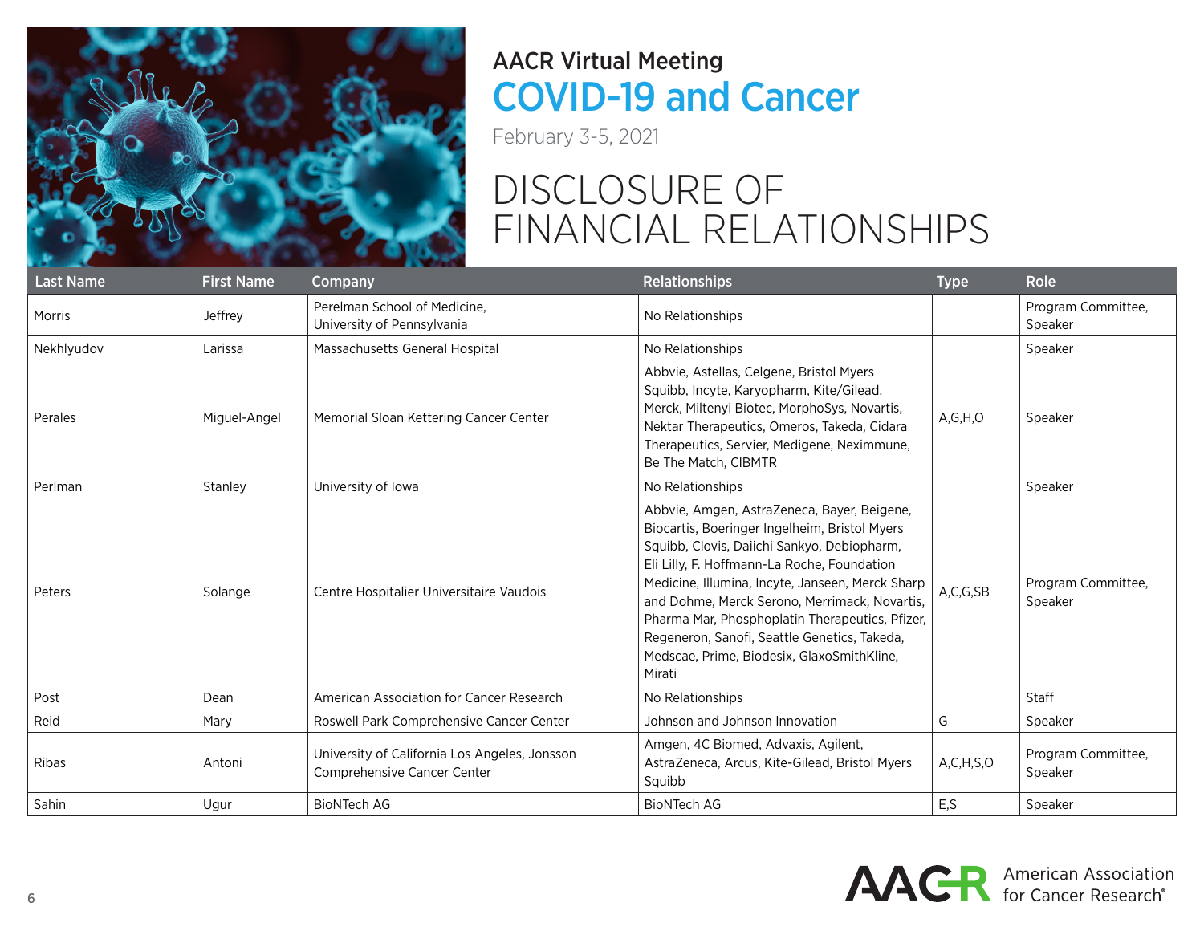# AACR Virtual Meeting

## COVID-19 and Cancer

February 3-5, 2021

# DISCLOSURE OF FINANCIAL RELATIONSHIPS

| Last Name | First Name | Company | Relationships | Type | Role |
|---|---|---|---|---|---|
| Morris | Jeffrey | Perelman School of Medicine, University of Pennsylvania | No Relationships | | Program Committee, Speaker |
| Nekhlyudov | Larissa | Massachusetts General Hospital | No Relationships | | Speaker |
| Perales | Miguel-Angel | Memorial Sloan Kettering Cancer Center | Abbvie, Astellas, Celgene, Bristol Myers Squibb, Incyte, Karyopharm, Kite/Gilead, Merck, Miltenyi Biotec, MorphoSys, Novartis, Nektar Therapeutics, Omeros, Takeda, Cidara Therapeutics, Servier, Medigene, Neximmune, Be The Match, CIBMTR | A,G,H,O | Speaker |
| Perlman | Stanley | University of Iowa | No Relationships | | Speaker |
| Peters | Solange | Centre Hospitalier Universitaire Vaudois | Abbvie, Amgen, AstraZeneca, Bayer, Beigene, Biocartis, Boeringer Ingelheim, Bristol Myers Squibb, Clovis, Daiichi Sankyo, Debiopharm, Eli Lilly, F. Hoffmann-La Roche, Foundation Medicine, Illumina, Incyte, Janseen, Merck Sharp and Dohme, Merck Serono, Merrimack, Novartis, Pharma Mar, Phosphoplatin Therapeutics, Pfizer, Regeneron, Sanofi, Seattle Genetics, Takeda, Medscae, Prime, Biodesix, GlaxoSmithKline, Mirati | A,C,G,SB | Program Committee, Speaker |
| Post | Dean | American Association for Cancer Research | No Relationships | | Staff |
| Reid | Mary | Roswell Park Comprehensive Cancer Center | Johnson and Johnson Innovation | G | Speaker |
| Ribas | Antoni | University of California Los Angeles, Jonsson Comprehensive Cancer Center | Amgen, 4C Biomed, Advaxis, Agilent, AstraZeneca, Arcus, Kite-Gilead, Bristol Myers Squibb | A,C,H,S,O | Program Committee, Speaker |
| Sahin | Ugur | BioNTech AG | BioNTech AG | E,S | Speaker |

AACR American Association for Cancer Research®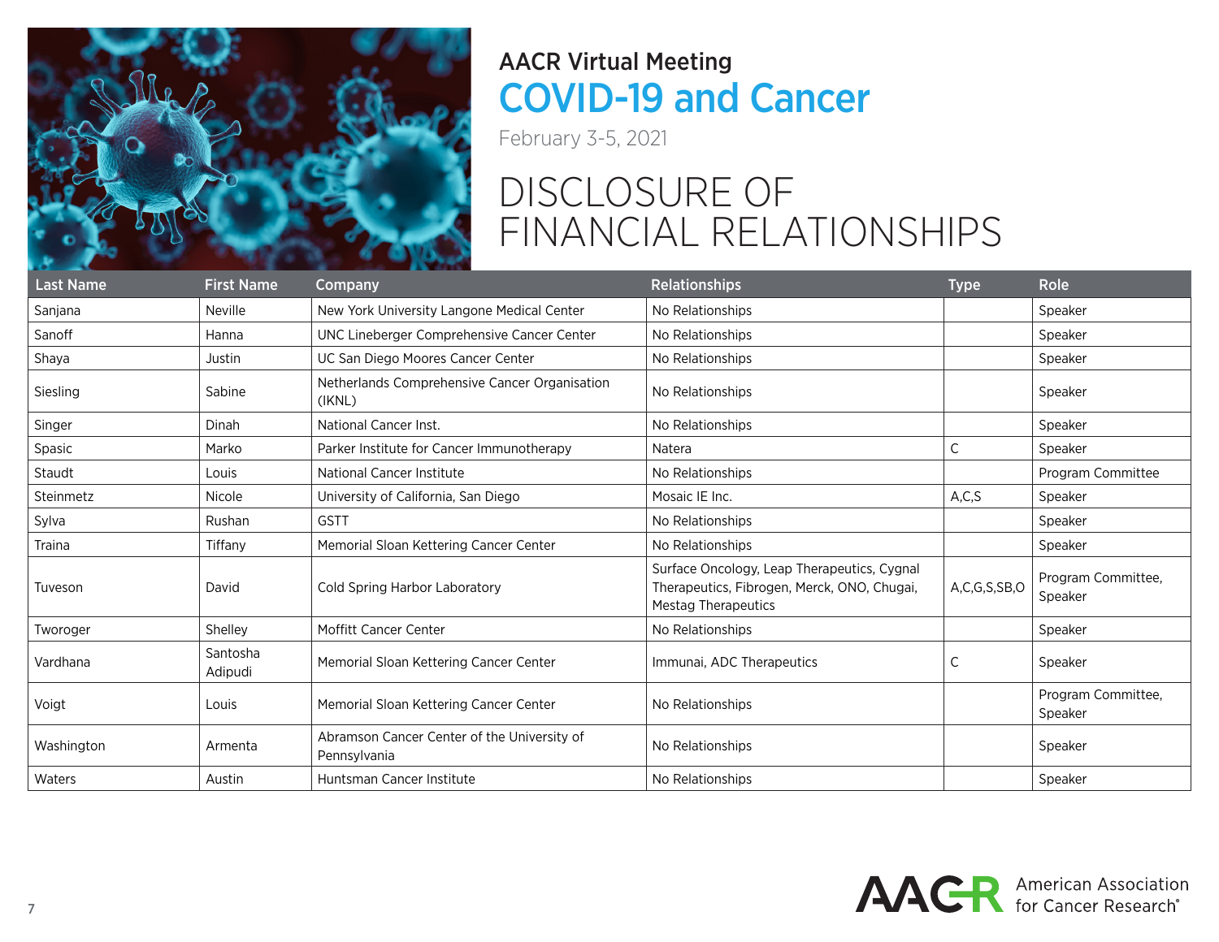AACR Virtual Meeting

# COVID-19 and Cancer

February 3-5, 2021

## DISCLOSURE OF FINANCIAL RELATIONSHIPS

| Last Name | First Name | Company | Relationships | Type | Role |
|---|---|---|---|---|---|
| Sanjana | Neville | New York University Langone Medical Center | No Relationships | | Speaker |
| Sanoff | Hanna | UNC Lineberger Comprehensive Cancer Center | No Relationships | | Speaker |
| Shaya | Justin | UC San Diego Moores Cancer Center | No Relationships | | Speaker |
| Siesling | Sabine | Netherlands Comprehensive Cancer Organisation (IKNL) | No Relationships | | Speaker |
| Singer | Dinah | National Cancer Inst. | No Relationships | | Speaker |
| Spasic | Marko | Parker Institute for Cancer Immunotherapy | Natera | C | Speaker |
| Staudt | Louis | National Cancer Institute | No Relationships | | Program Committee |
| Steinmetz | Nicole | University of California, San Diego | Mosaic IE Inc. | A,C,S | Speaker |
| Sylva | Rushan | GSTT | No Relationships | | Speaker |
| Traina | Tiffany | Memorial Sloan Kettering Cancer Center | No Relationships | | Speaker |
| Tuveson | David | Cold Spring Harbor Laboratory | Surface Oncology, Leap Therapeutics, Cygnal Therapeutics, Fibrogen, Merck, ONO, Chugai, Mestag Therapeutics | A,C,G,S,SB,O | Program Committee, Speaker |
| Tworoger | Shelley | Moffitt Cancer Center | No Relationships | | Speaker |
| Vardhana | Santosha Adipudi | Memorial Sloan Kettering Cancer Center | Immunai, ADC Therapeutics | C | Speaker |
| Voigt | Louis | Memorial Sloan Kettering Cancer Center | No Relationships | | Program Committee, Speaker |
| Washington | Armenta | Abramson Cancer Center of the University of Pennsylvania | No Relationships | | Speaker |
| Waters | Austin | Huntsman Cancer Institute | No Relationships | | Speaker |

American Association for Cancer Research®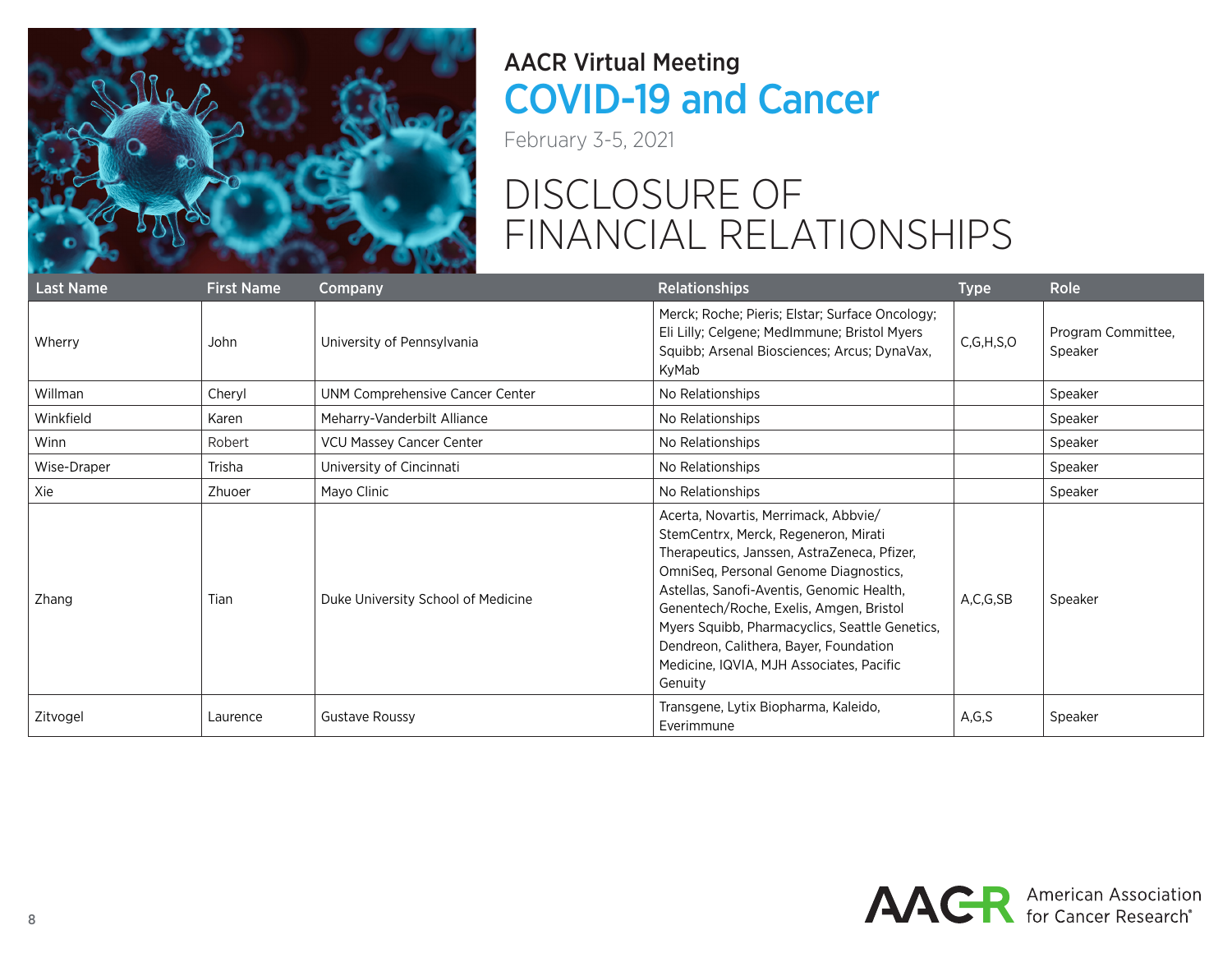AACR Virtual Meeting

# COVID-19 and Cancer

February 3-5, 2021

## DISCLOSURE OF FINANCIAL RELATIONSHIPS

| Last Name | First Name | Company | Relationships | Type | Role |
|---|---|---|---|---|---|
| Wherry | John | University of Pennsylvania | Merck; Roche; Pieris; Elstar; Surface Oncology; Eli Lilly; Celgene; MedImmune; Bristol Myers Squibb; Arsenal Biosciences; Arcus; DynaVax, KyMab | C,G,H,S,O | Program Committee, Speaker |
| Willman | Cheryl | UNM Comprehensive Cancer Center | No Relationships | | Speaker |
| Winkfield | Karen | Meharry-Vanderbilt Alliance | No Relationships | | Speaker |
| Winn | Robert | VCU Massey Cancer Center | No Relationships | | Speaker |
| Wise-Draper | Trisha | University of Cincinnati | No Relationships | | Speaker |
| Xie | Zhuoer | Mayo Clinic | No Relationships | | Speaker |
| Zhang | Tian | Duke University School of Medicine | Acerta, Novartis, Merrimack, Abbvie/ StemCentrx, Merck, Regeneron, Mirati Therapeutics, Janssen, AstraZeneca, Pfizer, OmniSeq, Personal Genome Diagnostics, Astellas, Sanofi-Aventis, Genomic Health, Genentech/Roche, Exelis, Amgen, Bristol Myers Squibb, Pharmacyclics, Seattle Genetics, Dendreon, Calithera, Bayer, Foundation Medicine, IQVIA, MJH Associates, Pacific Genuity | A,C,G,SB | Speaker |
| Zitvogel | Laurence | Gustave Roussy | Transgene, Lytix Biopharma, Kaleido, Everimmune | A,G,S | Speaker |

American Association for Cancer Research®